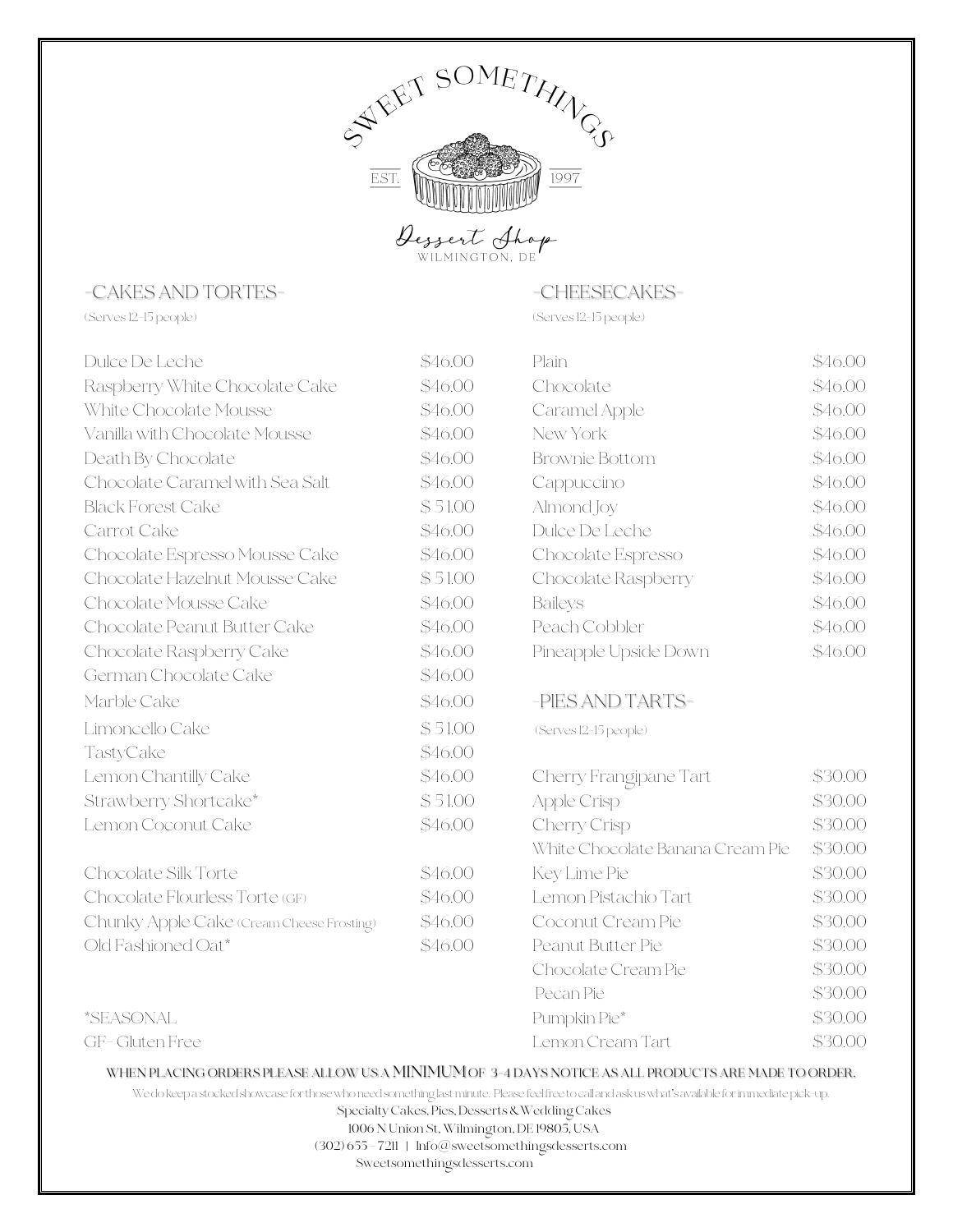# SWEET SOMETHINGS

EST. 1997

Dessert Shop

WILMINGTON, DE

## -CAKES AND TORTES-

(Serves 12-15 people)

| Item | Price |
|---|---|
| Dulce De Leche | $46.00 |
| Raspberry White Chocolate Cake | $46.00 |
| White Chocolate Mousse | $46.00 |
| Vanilla with Chocolate Mousse | $46.00 |
| Death By Chocolate | $46.00 |
| Chocolate Caramel with Sea Salt | $46.00 |
| Black Forest Cake | $ 51.00 |
| Carrot Cake | $46.00 |
| Chocolate Espresso Mousse Cake | $46.00 |
| Chocolate Hazelnut Mousse Cake | $ 51.00 |
| Chocolate Mousse Cake | $46.00 |
| Chocolate Peanut Butter Cake | $46.00 |
| Chocolate Raspberry Cake | $46.00 |
| German Chocolate Cake | $46.00 |
| Marble Cake | $46.00 |
| Limoncello Cake | $ 51.00 |
| TastyCake | $46.00 |
| Lemon Chantilly Cake | $46.00 |
| Strawberry Shortcake* | $ 51.00 |
| Lemon Coconut Cake | $46.00 |
| Chocolate Silk Torte | $46.00 |
| Chocolate Flourless Torte (GF) | $46.00 |
| Chunky Apple Cake (Cream Cheese Frosting) | $46.00 |
| Old Fashioned Oat* | $46.00 |

*SEASONAL

GF- Gluten Free

## -CHEESECAKES-

(Serves 12-15 people)

| Item | Price |
|---|---|
| Plain | $46.00 |
| Chocolate | $46.00 |
| Caramel Apple | $46.00 |
| New York | $46.00 |
| Brownie Bottom | $46.00 |
| Cappuccino | $46.00 |
| Almond Joy | $46.00 |
| Dulce De Leche | $46.00 |
| Chocolate Espresso | $46.00 |
| Chocolate Raspberry | $46.00 |
| Baileys | $46.00 |
| Peach Cobbler | $46.00 |
| Pineapple Upside Down | $46.00 |

## -PIES AND TARTS-

(Serves 12-15 people)

| Item | Price |
|---|---|
| Cherry Frangipane Tart | $30.00 |
| Apple Crisp | $30.00 |
| Cherry Crisp | $30.00 |
| White Chocolate Banana Cream Pie | $30.00 |
| Key Lime Pie | $30.00 |
| Lemon Pistachio Tart | $30.00 |
| Coconut Cream Pie | $30.00 |
| Peanut Butter Pie | $30.00 |
| Chocolate Cream Pie | $30.00 |
| Pecan Pie | $30.00 |
| Pumpkin Pie* | $30.00 |
| Lemon Cream Tart | $30.00 |

**WHEN PLACING ORDERS PLEASE ALLOW US A MINIMUM OF 3-4 DAYS NOTICE AS ALL PRODUCTS ARE MADE TO ORDER.**

We do keep a stocked showcase for those who need something last minute. Please feel free to call and ask us what's available for immediate pick-up.

Specialty Cakes, Pies, Desserts & Wedding Cakes

1006 N Union St, Wilmington, DE 19805, USA

(302) 655 - 7211 | Info@sweetsomethingsdesserts.com

Sweetsomethingsdesserts.com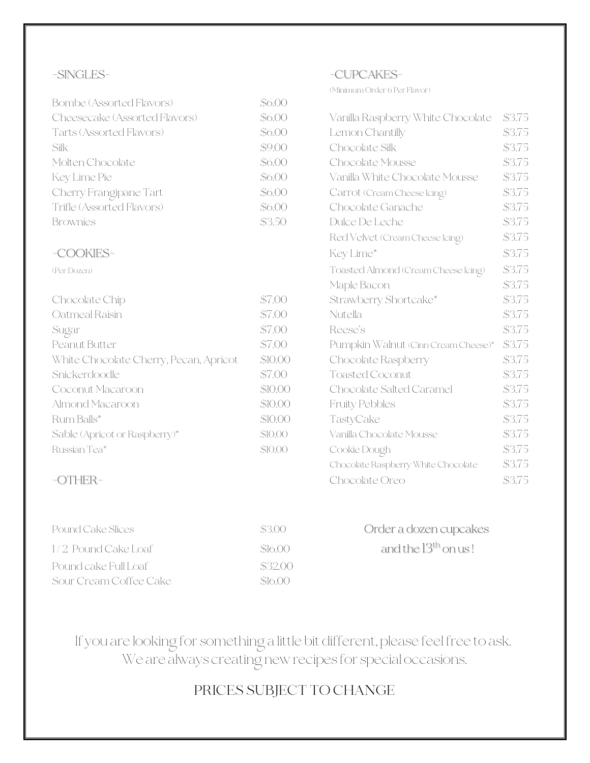## -SINGLES-

| | |
|---|---|
| Bombe (Assorted Flavors) | $6.00 |
| Cheesecake (Assorted Flavors) | $6.00 |
| Tarts (Assorted Flavors) | $6.00 |
| Silk | $9.00 |
| Molten Chocolate | $6.00 |
| Key Lime Pie | $6.00 |
| Cherry Frangipane Tart | $6.00 |
| Trifle (Assorted Flavors) | $6.00 |
| Brownies | $3.50 |

## -COOKIES-

(Per Dozen)

| | |
|---|---|
| Chocolate Chip | $7.00 |
| Oatmeal Raisin | $7.00 |
| Sugar | $7.00 |
| Peanut Butter | $7.00 |
| White Chocolate Cherry, Pecan, Apricot | $10.00 |
| Snickerdoodle | $7.00 |
| Coconut Macaroon | $10.00 |
| Almond Macaroon | $10.00 |
| Rum Balls* | $10.00 |
| Sable (Apricot or Raspberry)* | $10.00 |
| Russian Tea* | $10.00 |

## -OTHER-

| | |
|---|---|
| Pound Cake Slices | $3.00 |
| 1/2 Pound Cake Loaf | $16.00 |
| Pound cake Full Loaf | $32.00 |
| Sour Cream Coffee Cake | $16.00 |

## -CUPCAKES-

(Minimum Order 6 Per Flavor)

| | |
|---|---|
| Vanilla Raspberry White Chocolate | $3.75 |
| Lemon Chantilly | $3.75 |
| Chocolate Silk | $3.75 |
| Chocolate Mousse | $3.75 |
| Vanilla White Chocolate Mousse | $3.75 |
| Carrot (Cream Cheese Icing) | $3.75 |
| Chocolate Ganache | $3.75 |
| Dulce De Leche | $3.75 |
| Red Velvet (Cream Cheese Icing) | $3.75 |
| Key Lime* | $3.75 |
| Toasted Almond (Cream Cheese Icing) | $3.75 |
| Maple Bacon | $3.75 |
| Strawberry Shortcake* | $3.75 |
| Nutella | $3.75 |
| Reese's | $3.75 |
| Pumpkin Walnut (Cinn Cream Cheese)* | $3.75 |
| Chocolate Raspberry | $3.75 |
| Toasted Coconut | $3.75 |
| Chocolate Salted Caramel | $3.75 |
| Fruity Pebbles | $3.75 |
| TastyCake | $3.75 |
| Vanilla Chocolate Mousse | $3.75 |
| Cookie Dough | $3.75 |
| Chocolate Raspberry White Chocolate | $3.75 |
| Chocolate Oreo | $3.75 |

Order a dozen cupcakes and the 13th on us!

If you are looking for something a little bit different, please feel free to ask. We are always creating new recipes for special occasions.

PRICES SUBJECT TO CHANGE